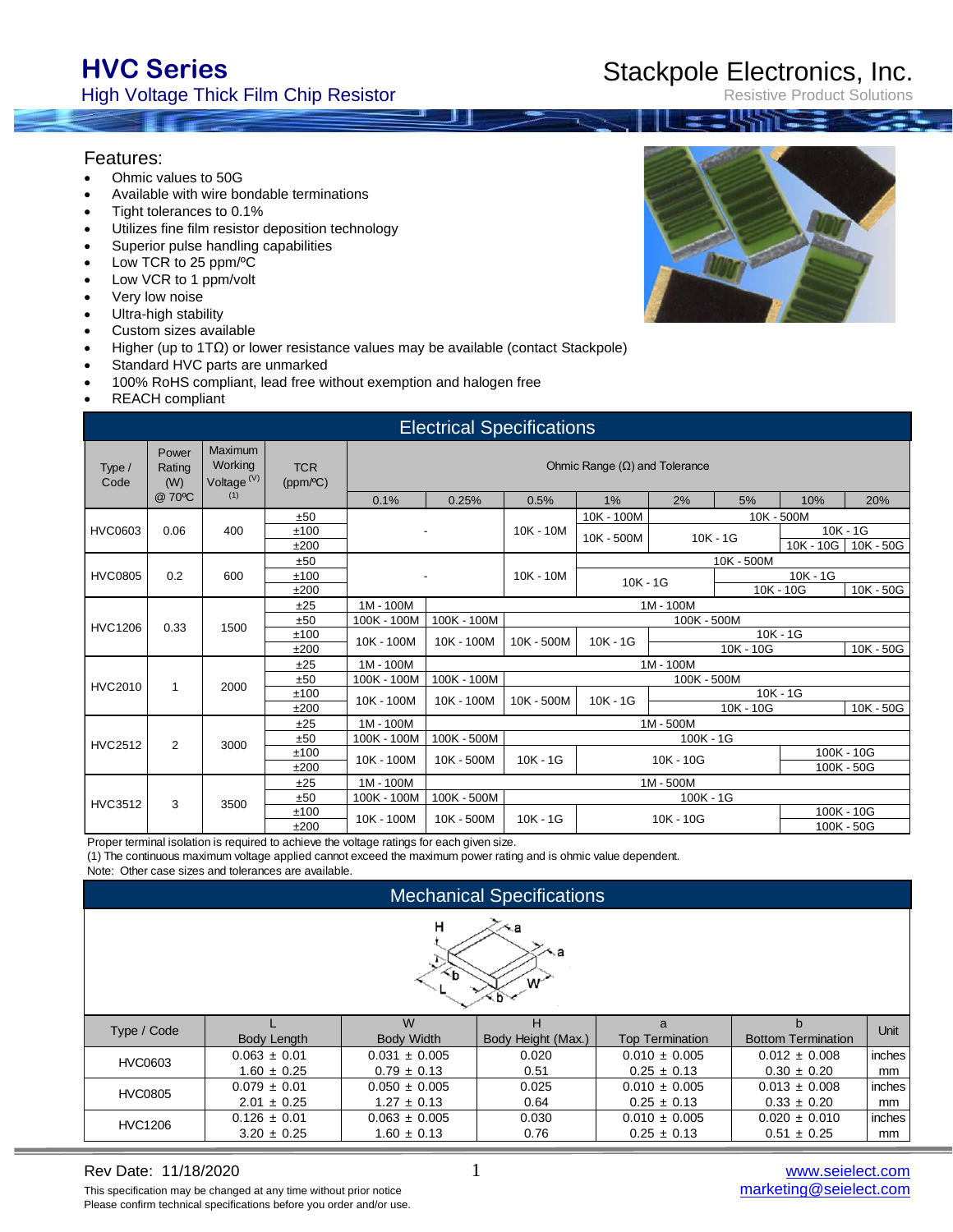# HVC Series

## High Voltage Thick Film Chip Resistor

Stackpole Electronics, Inc.
Resistive Product Solutions

### Features:

- Ohmic values to 50G
- Available with wire bondable terminations
- Tight tolerances to 0.1%
- Utilizes fine film resistor deposition technology
- Superior pulse handling capabilities
- Low TCR to 25 ppm/ºC
- Low VCR to 1 ppm/volt
- Very low noise
- Ultra-high stability
- Custom sizes available
- Higher (up to 1TΩ) or lower resistance values may be available (contact Stackpole)
- Standard HVC parts are unmarked
- 100% RoHS compliant, lead free without exemption and halogen free
- REACH compliant

## Electrical Specifications

| Type / Code | Power Rating (W) @ 70ºC | Maximum Working Voltage (V) (1) | TCR (ppm/ºC) | Ohmic Range (Ω) and Tolerance | | | | | | | |
|---|---|---|---|---|---|---|---|---|---|---|---|
| | | | | 0.1% | 0.25% | 0.5% | 1% | 2% | 5% | 10% | 20% |
| HVC0603 | 0.06 | 400 | ±50 | - | - | 10K - 10M | 10K - 100M | 10K - 500M | 10K - 500M | 10K - 500M | 10K - 500M |
| | | | ±100 | - | - | 10K - 10M | 10K - 500M | 10K - 1G | 10K - 1G | 10K - 1G | 10K - 1G |
| | | | ±200 | - | - | 10K - 10M | 10K - 500M | 10K - 1G | 10K - 1G | 10K - 10G | 10K - 50G |
| HVC0805 | 0.2 | 600 | ±50 | - | - | 10K - 10M | 10K - 500M | 10K - 500M | 10K - 500M | 10K - 500M | 10K - 500M |
| | | | ±100 | - | - | 10K - 10M | 10K - 1G | 10K - 1G | 10K - 1G | 10K - 1G | 10K - 1G |
| | | | ±200 | - | - | 10K - 10M | 10K - 1G | 10K - 1G | 10K - 10G | 10K - 10G | 10K - 50G |
| HVC1206 | 0.33 | 1500 | ±25 | 1M - 100M | 1M - 100M | 1M - 100M | 1M - 100M | 1M - 100M | 1M - 100M | 1M - 100M | 1M - 100M |
| | | | ±50 | 100K - 100M | 100K - 100M | 100K - 500M | 100K - 500M | 100K - 500M | 100K - 500M | 100K - 500M | 100K - 500M |
| | | | ±100 | 10K - 100M | 10K - 100M | 10K - 500M | 10K - 1G | 10K - 1G | 10K - 1G | 10K - 1G | 10K - 1G |
| | | | ±200 | 10K - 100M | 10K - 100M | 10K - 500M | 10K - 1G | 10K - 10G | 10K - 10G | 10K - 10G | 10K - 50G |
| HVC2010 | 1 | 2000 | ±25 | 1M - 100M | 1M - 100M | 1M - 100M | 1M - 100M | 1M - 100M | 1M - 100M | 1M - 100M | 1M - 100M |
| | | | ±50 | 100K - 100M | 100K - 100M | 100K - 500M | 100K - 500M | 100K - 500M | 100K - 500M | 100K - 500M | 100K - 500M |
| | | | ±100 | 10K - 100M | 10K - 100M | 10K - 500M | 10K - 1G | 10K - 1G | 10K - 1G | 10K - 1G | 10K - 1G |
| | | | ±200 | 10K - 100M | 10K - 100M | 10K - 500M | 10K - 1G | 10K - 10G | 10K - 10G | 10K - 10G | 10K - 50G |
| HVC2512 | 2 | 3000 | ±25 | 1M - 100M | 1M - 500M | 1M - 500M | 1M - 500M | 1M - 500M | 1M - 500M | 1M - 500M | 1M - 500M |
| | | | ±50 | 100K - 100M | 100K - 500M | 100K - 1G | 100K - 1G | 100K - 1G | 100K - 1G | 100K - 1G | 100K - 1G |
| | | | ±100 | 10K - 100M | 10K - 500M | 10K - 1G | 10K - 10G | 10K - 10G | 10K - 10G | 100K - 10G | 100K - 10G |
| | | | ±200 | 10K - 100M | 10K - 500M | 10K - 1G | 10K - 10G | 10K - 10G | 10K - 10G | 100K - 50G | 100K - 50G |
| HVC3512 | 3 | 3500 | ±25 | 1M - 100M | 1M - 500M | 1M - 500M | 1M - 500M | 1M - 500M | 1M - 500M | 1M - 500M | 1M - 500M |
| | | | ±50 | 100K - 100M | 100K - 500M | 100K - 1G | 100K - 1G | 100K - 1G | 100K - 1G | 100K - 1G | 100K - 1G |
| | | | ±100 | 10K - 100M | 10K - 500M | 10K - 1G | 10K - 10G | 10K - 10G | 10K - 10G | 100K - 10G | 100K - 10G |
| | | | ±200 | 10K - 100M | 10K - 500M | 10K - 1G | 10K - 10G | 10K - 10G | 10K - 10G | 100K - 50G | 100K - 50G |

Proper terminal isolation is required to achieve the voltage ratings for each given size.
(1) The continuous maximum voltage applied cannot exceed the maximum power rating and is ohmic value dependent.
Note: Other case sizes and tolerances are available.

## Mechanical Specifications

| Type / Code | L Body Length | W Body Width | H Body Height (Max.) | a Top Termination | b Bottom Termination | Unit |
|---|---|---|---|---|---|---|
| HVC0603 | 0.063 ± 0.01 | 0.031 ± 0.005 | 0.020 | 0.010 ± 0.005 | 0.012 ± 0.008 | inches |
| | 1.60 ± 0.25 | 0.79 ± 0.13 | 0.51 | 0.25 ± 0.13 | 0.30 ± 0.20 | mm |
| HVC0805 | 0.079 ± 0.01 | 0.050 ± 0.005 | 0.025 | 0.010 ± 0.005 | 0.013 ± 0.008 | inches |
| | 2.01 ± 0.25 | 1.27 ± 0.13 | 0.64 | 0.25 ± 0.13 | 0.33 ± 0.20 | mm |
| HVC1206 | 0.126 ± 0.01 | 0.063 ± 0.005 | 0.030 | 0.010 ± 0.005 | 0.020 ± 0.010 | inches |
| | 3.20 ± 0.25 | 1.60 ± 0.13 | 0.76 | 0.25 ± 0.13 | 0.51 ± 0.25 | mm |

Rev Date: 11/18/2020

This specification may be changed at any time without prior notice
Please confirm technical specifications before you order and/or use.

www.seielect.com
marketing@seielect.com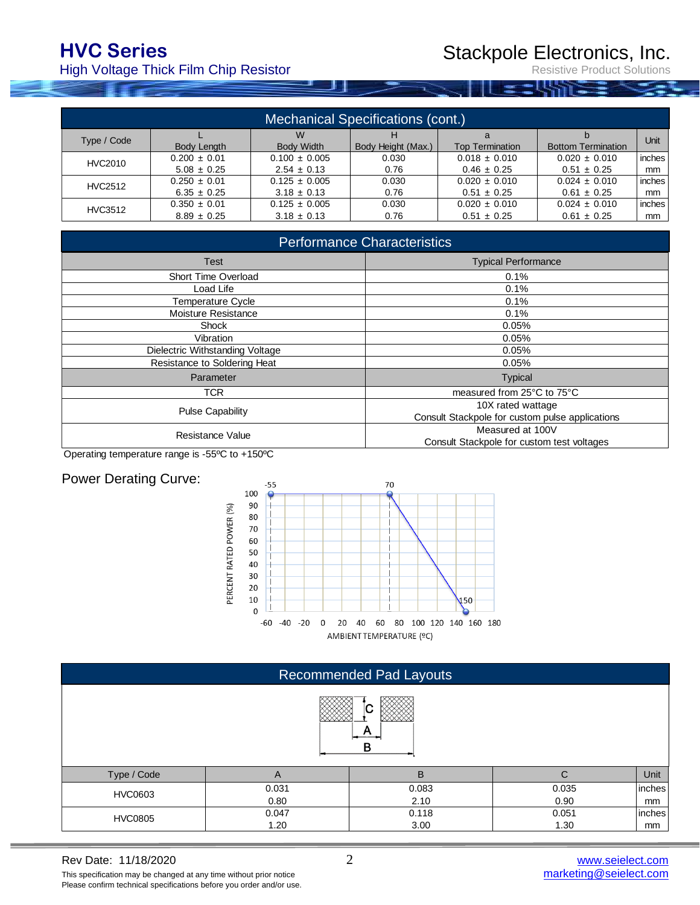## Mechanical Specifications (cont.)

| Type / Code | L Body Length | W Body Width | H Body Height (Max.) | a Top Termination | b Bottom Termination | Unit |
|---|---|---|---|---|---|---|
| HVC2010 | 0.200 ± 0.01 | 0.100 ± 0.005 | 0.030 | 0.018 ± 0.010 | 0.020 ± 0.010 | inches |
| | 5.08 ± 0.25 | 2.54 ± 0.13 | 0.76 | 0.46 ± 0.25 | 0.51 ± 0.25 | mm |
| HVC2512 | 0.250 ± 0.01 | 0.125 ± 0.005 | 0.030 | 0.020 ± 0.010 | 0.024 ± 0.010 | inches |
| | 6.35 ± 0.25 | 3.18 ± 0.13 | 0.76 | 0.51 ± 0.25 | 0.61 ± 0.25 | mm |
| HVC3512 | 0.350 ± 0.01 | 0.125 ± 0.005 | 0.030 | 0.020 ± 0.010 | 0.024 ± 0.010 | inches |
| | 8.89 ± 0.25 | 3.18 ± 0.13 | 0.76 | 0.51 ± 0.25 | 0.61 ± 0.25 | mm |

## Performance Characteristics

| Test | Typical Performance |
|---|---|
| Short Time Overload | 0.1% |
| Load Life | 0.1% |
| Temperature Cycle | 0.1% |
| Moisture Resistance | 0.1% |
| Shock | 0.05% |
| Vibration | 0.05% |
| Dielectric Withstanding Voltage | 0.05% |
| Resistance to Soldering Heat | 0.05% |
| **Parameter** | **Typical** |
| TCR | measured from 25°C to 75°C |
| Pulse Capability | 10X rated wattage<br>Consult Stackpole for custom pulse applications |
| Resistance Value | Measured at 100V<br>Consult Stackpole for custom test voltages |

Operating temperature range is -55ºC to +150ºC

## Power Derating Curve:

PERCENT RATED POWER (%) vs. AMBIENT TEMPERATURE (ºC): 100% from -55 to 70, linearly decreasing to 0% at 150.

## Recommended Pad Layouts

| Type / Code | A | B | C | Unit |
|---|---|---|---|---|
| HVC0603 | 0.031 | 0.083 | 0.035 | inches |
| | 0.80 | 2.10 | 0.90 | mm |
| HVC0805 | 0.047 | 0.118 | 0.051 | inches |
| | 1.20 | 3.00 | 1.30 | mm |

Rev Date: 11/18/2020

This specification may be changed at any time without prior notice
Please confirm technical specifications before you order and/or use.

www.seielect.com
marketing@seielect.com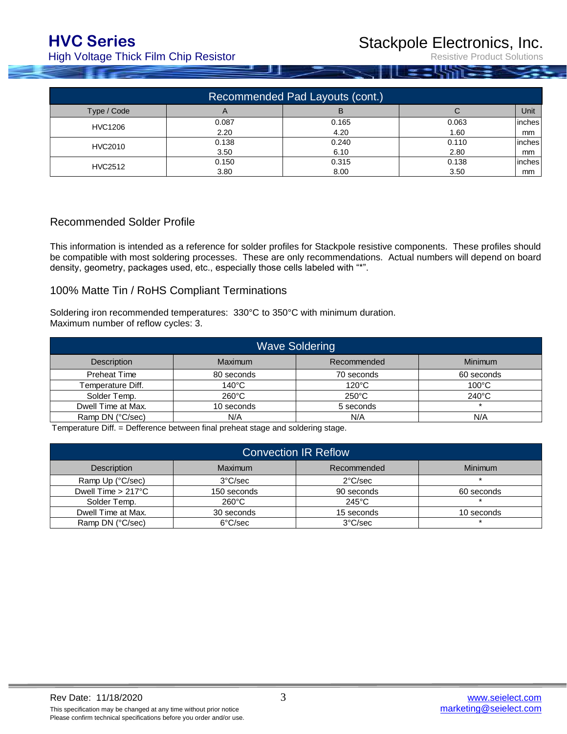## Recommended Pad Layouts (cont.)

| Type / Code | A | B | C | Unit |
|---|---|---|---|---|
| HVC1206 | 0.087 | 0.165 | 0.063 | inches |
| | 2.20 | 4.20 | 1.60 | mm |
| HVC2010 | 0.138 | 0.240 | 0.110 | inches |
| | 3.50 | 6.10 | 2.80 | mm |
| HVC2512 | 0.150 | 0.315 | 0.138 | inches |
| | 3.80 | 8.00 | 3.50 | mm |

## Recommended Solder Profile

This information is intended as a reference for solder profiles for Stackpole resistive components. These profiles should be compatible with most soldering processes. These are only recommendations. Actual numbers will depend on board density, geometry, packages used, etc., especially those cells labeled with "*".

### 100% Matte Tin / RoHS Compliant Terminations

Soldering iron recommended temperatures: 330°C to 350°C with minimum duration.
Maximum number of reflow cycles: 3.

**Wave Soldering**

| Description | Maximum | Recommended | Minimum |
|---|---|---|---|
| Preheat Time | 80 seconds | 70 seconds | 60 seconds |
| Temperature Diff. | 140°C | 120°C | 100°C |
| Solder Temp. | 260°C | 250°C | 240°C |
| Dwell Time at Max. | 10 seconds | 5 seconds | * |
| Ramp DN (°C/sec) | N/A | N/A | N/A |

Temperature Diff. = Defference between final preheat stage and soldering stage.

**Convection IR Reflow**

| Description | Maximum | Recommended | Minimum |
|---|---|---|---|
| Ramp Up (°C/sec) | 3°C/sec | 2°C/sec | * |
| Dwell Time > 217°C | 150 seconds | 90 seconds | 60 seconds |
| Solder Temp. | 260°C | 245°C | * |
| Dwell Time at Max. | 30 seconds | 15 seconds | 10 seconds |
| Ramp DN (°C/sec) | 6°C/sec | 3°C/sec | * |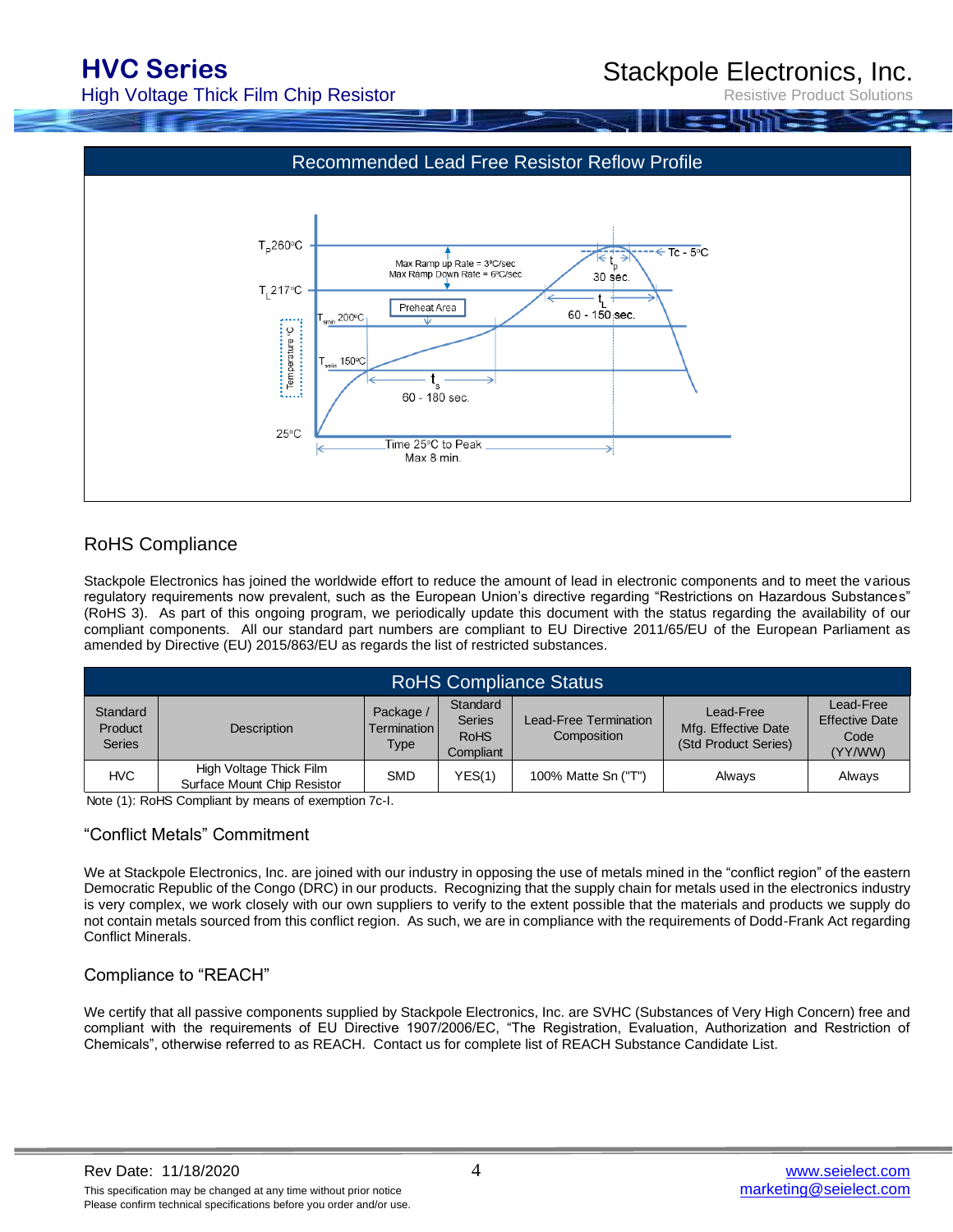## Recommended Lead Free Resistor Reflow Profile

$T_P$ 260°C

Max Ramp up Rate = 3°C/sec
Max Ramp Down Rate = 6°C/sec

Tc - 5°C

$t_p$
30 sec.

$T_L$ 217°C

$t_L$
60 - 150 sec.

Preheat Area

$T_{smax}$ 200°C

$T_{smin}$ 150°C

Temperature °C

$t_s$
60 - 180 sec.

25°C

Time 25°C to Peak
Max 8 min.

## RoHS Compliance

Stackpole Electronics has joined the worldwide effort to reduce the amount of lead in electronic components and to meet the various regulatory requirements now prevalent, such as the European Union's directive regarding "Restrictions on Hazardous Substances" (RoHS 3). As part of this ongoing program, we periodically update this document with the status regarding the availability of our compliant components. All our standard part numbers are compliant to EU Directive 2011/65/EU of the European Parliament as amended by Directive (EU) 2015/863/EU as regards the list of restricted substances.

| RoHS Compliance Status | | | | | | |
|---|---|---|---|---|---|---|
| Standard Product Series | Description | Package / Termination Type | Standard Series RoHS Compliant | Lead-Free Termination Composition | Lead-Free Mfg. Effective Date (Std Product Series) | Lead-Free Effective Date Code (YY/WW) |
| HVC | High Voltage Thick Film Surface Mount Chip Resistor | SMD | YES(1) | 100% Matte Sn ("T") | Always | Always |

Note (1): RoHS Compliant by means of exemption 7c-I.

## "Conflict Metals" Commitment

We at Stackpole Electronics, Inc. are joined with our industry in opposing the use of metals mined in the "conflict region" of the eastern Democratic Republic of the Congo (DRC) in our products. Recognizing that the supply chain for metals used in the electronics industry is very complex, we work closely with our own suppliers to verify to the extent possible that the materials and products we supply do not contain metals sourced from this conflict region. As such, we are in compliance with the requirements of Dodd-Frank Act regarding Conflict Minerals.

## Compliance to "REACH"

We certify that all passive components supplied by Stackpole Electronics, Inc. are SVHC (Substances of Very High Concern) free and compliant with the requirements of EU Directive 1907/2006/EC, "The Registration, Evaluation, Authorization and Restriction of Chemicals", otherwise referred to as REACH. Contact us for complete list of REACH Substance Candidate List.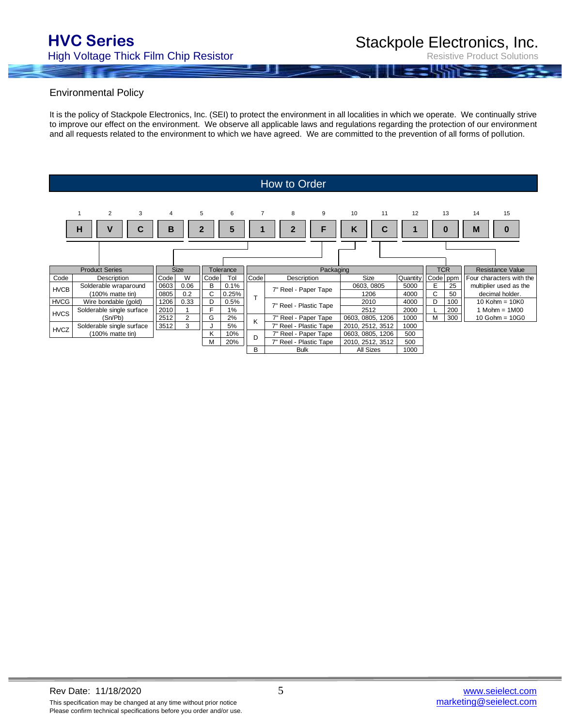## Environmental Policy

It is the policy of Stackpole Electronics, Inc. (SEI) to protect the environment in all localities in which we operate. We continually strive to improve our effect on the environment. We observe all applicable laws and regulations regarding the protection of our environment and all requests related to the environment to which we have agreed. We are committed to the prevention of all forms of pollution.

## How to Order

| 1 | 2 | 3 | 4 | 5 | 6 | 7 | 8 | 9 | 10 | 11 | 12 | 13 | 14 | 15 |
|---|---|---|---|---|---|---|---|---|---|---|---|---|---|---|
| H | V | C | B | 2 | 5 | 1 | 2 | F | K | C | 1 | 0 | M | 0 |

**Product Series**

| Code | Description |
|---|---|
| HVCB | Solderable wraparound (100% matte tin) |
| HVCG | Wire bondable (gold) |
| HVCS | Solderable single surface (Sn/Pb) |
| HVCZ | Solderable single surface (100% matte tin) |

**Size**

| Code | W |
|---|---|
| 0603 | 0.06 |
| 0805 | 0.2 |
| 1206 | 0.33 |
| 2010 | 1 |
| 2512 | 2 |
| 3512 | 3 |

**Tolerance**

| Code | Tol |
|---|---|
| B | 0.1% |
| C | 0.25% |
| D | 0.5% |
| F | 1% |
| G | 2% |
| J | 5% |
| K | 10% |
| M | 20% |

**Packaging**

| Code | Description | Size | Quantity |
|---|---|---|---|
| T | 7" Reel - Paper Tape | 0603, 0805 | 5000 |
| T | 7" Reel - Paper Tape | 1206 | 4000 |
| T | 7" Reel - Plastic Tape | 2010 | 4000 |
| T | 7" Reel - Plastic Tape | 2512 | 2000 |
| K | 7" Reel - Paper Tape | 0603, 0805, 1206 | 1000 |
| K | 7" Reel - Plastic Tape | 2010, 2512, 3512 | 1000 |
| D | 7" Reel - Paper Tape | 0603, 0805, 1206 | 500 |
| D | 7" Reel - Plastic Tape | 2010, 2512, 3512 | 500 |
| B | Bulk | All Sizes | 1000 |

**TCR**

| Code | ppm |
|---|---|
| E | 25 |
| C | 50 |
| D | 100 |
| L | 200 |
| M | 300 |

**Resistance Value**

Four characters with the multiplier used as the decimal holder.
- 10 Kohm = 10K0
- 1 Mohm = 1M00
- 10 Gohm = 10G0

Rev Date: 11/18/2020

This specification may be changed at any time without prior notice
Please confirm technical specifications before you order and/or use.

www.seielect.com
marketing@seielect.com